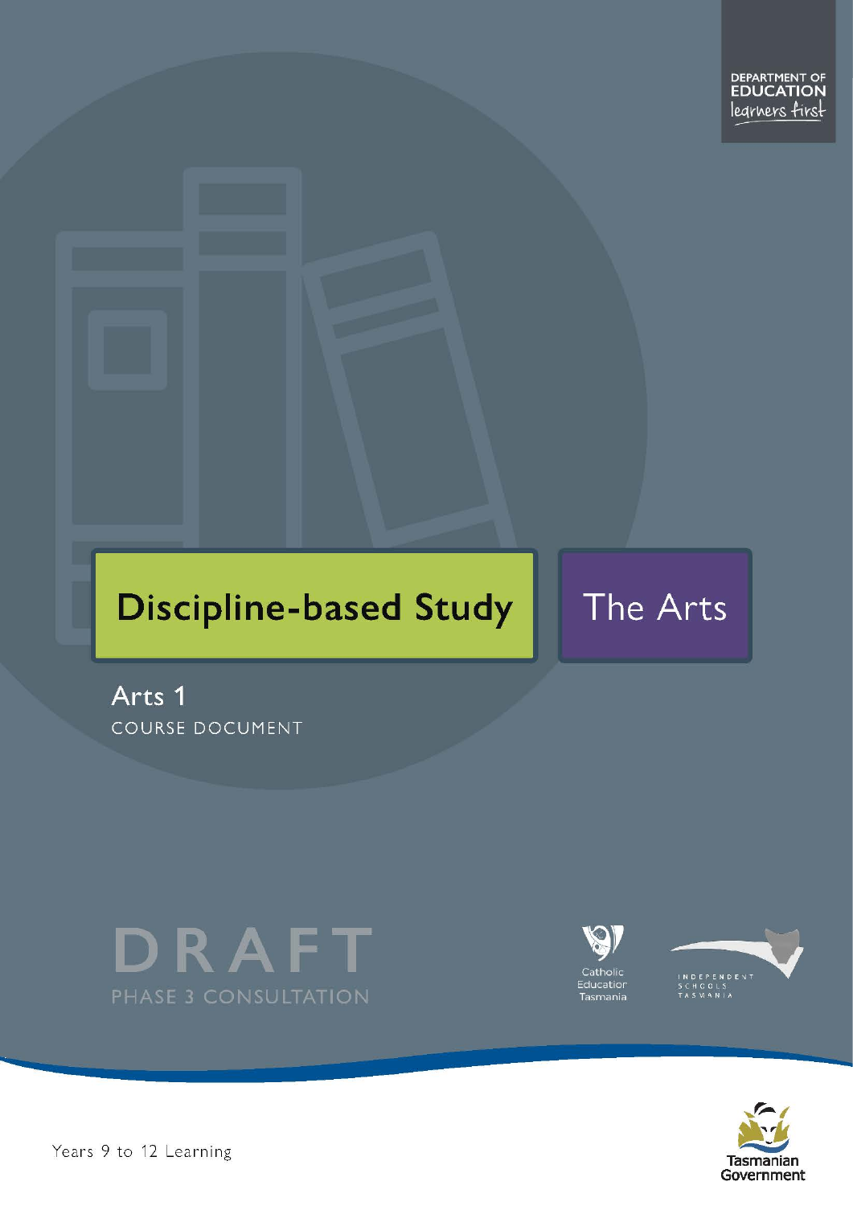DEPARTMENT OF EDUCATION
learners first

# Discipline-based Study

# The Arts

## Arts 1

COURSE DOCUMENT

DRAFT
PHASE 3 CONSULTATION

Catholic Education Tasmania

INDEPENDENT SCHOOLS TASMANIA

Tasmanian Government

Years 9 to 12 Learning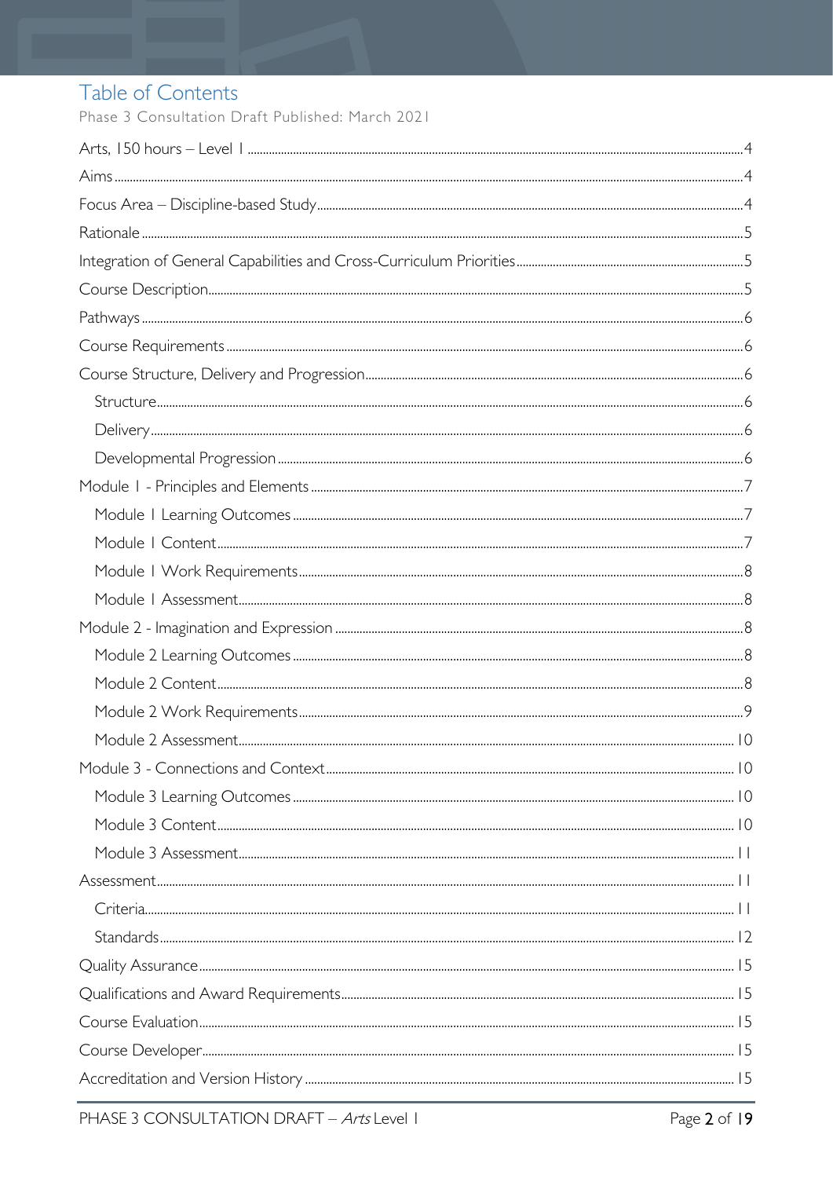# Table of Contents

Phase 3 Consultation Draft Published: March 2021

Arts, 150 hours – Level 1 ....................4
Aims ....................4
Focus Area – Discipline-based Study ....................4
Rationale ....................5
Integration of General Capabilities and Cross-Curriculum Priorities ....................5
Course Description ....................5
Pathways ....................6
Course Requirements ....................6
Course Structure, Delivery and Progression ....................6
- Structure ....................6
- Delivery ....................6
- Developmental Progression ....................6

Module 1 - Principles and Elements ....................7
- Module 1 Learning Outcomes ....................7
- Module 1 Content ....................7
- Module 1 Work Requirements ....................8
- Module 1 Assessment ....................8

Module 2 - Imagination and Expression ....................8
- Module 2 Learning Outcomes ....................8
- Module 2 Content ....................8
- Module 2 Work Requirements ....................9
- Module 2 Assessment ....................10

Module 3 - Connections and Context ....................10
- Module 3 Learning Outcomes ....................10
- Module 3 Content ....................10
- Module 3 Assessment ....................11

Assessment ....................11
- Criteria ....................11
- Standards ....................12

Quality Assurance ....................15
Qualifications and Award Requirements ....................15
Course Evaluation ....................15
Course Developer ....................15
Accreditation and Version History ....................15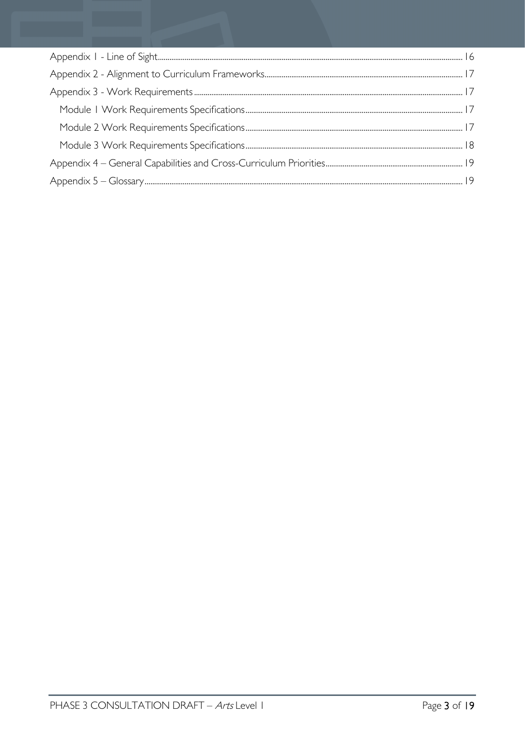Appendix 1 - Line of Sight ........ 16

Appendix 2 - Alignment to Curriculum Frameworks ........ 17

Appendix 3 - Work Requirements ........ 17

- Module 1 Work Requirements Specifications ........ 17
- Module 2 Work Requirements Specifications ........ 17
- Module 3 Work Requirements Specifications ........ 18

Appendix 4 – General Capabilities and Cross-Curriculum Priorities ........ 19

Appendix 5 – Glossary ........ 19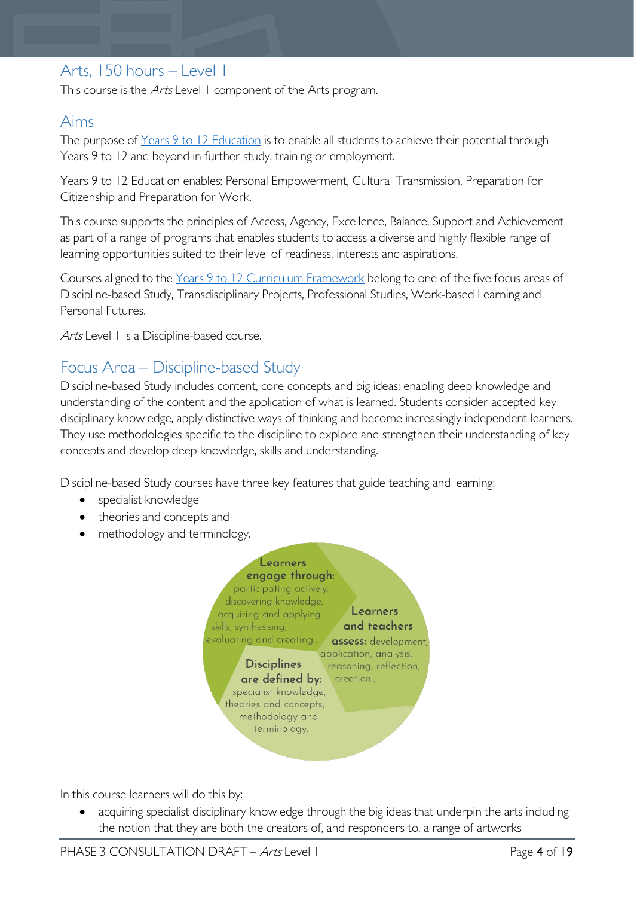## Arts, 150 hours – Level 1

This course is the *Arts* Level 1 component of the Arts program.

## Aims

The purpose of Years 9 to 12 Education is to enable all students to achieve their potential through Years 9 to 12 and beyond in further study, training or employment.

Years 9 to 12 Education enables: Personal Empowerment, Cultural Transmission, Preparation for Citizenship and Preparation for Work.

This course supports the principles of Access, Agency, Excellence, Balance, Support and Achievement as part of a range of programs that enables students to access a diverse and highly flexible range of learning opportunities suited to their level of readiness, interests and aspirations.

Courses aligned to the Years 9 to 12 Curriculum Framework belong to one of the five focus areas of Discipline-based Study, Transdisciplinary Projects, Professional Studies, Work-based Learning and Personal Futures.

*Arts* Level 1 is a Discipline-based course.

## Focus Area – Discipline-based Study

Discipline-based Study includes content, core concepts and big ideas; enabling deep knowledge and understanding of the content and the application of what is learned. Students consider accepted key disciplinary knowledge, apply distinctive ways of thinking and become increasingly independent learners. They use methodologies specific to the discipline to explore and strengthen their understanding of key concepts and develop deep knowledge, skills and understanding.

Discipline-based Study courses have three key features that guide teaching and learning:

- specialist knowledge
- theories and concepts and
- methodology and terminology.

**Learners engage through:** participating actively, discovering knowledge, acquiring and applying skills, synthesising, evaluating and creating…

**Learners and teachers assess:** development, application, analysis, reasoning, reflection, creation…

**Disciplines are defined by:** specialist knowledge, theories and concepts, methodology and terminology.

In this course learners will do this by:

- acquiring specialist disciplinary knowledge through the big ideas that underpin the arts including the notion that they are both the creators of, and responders to, a range of artworks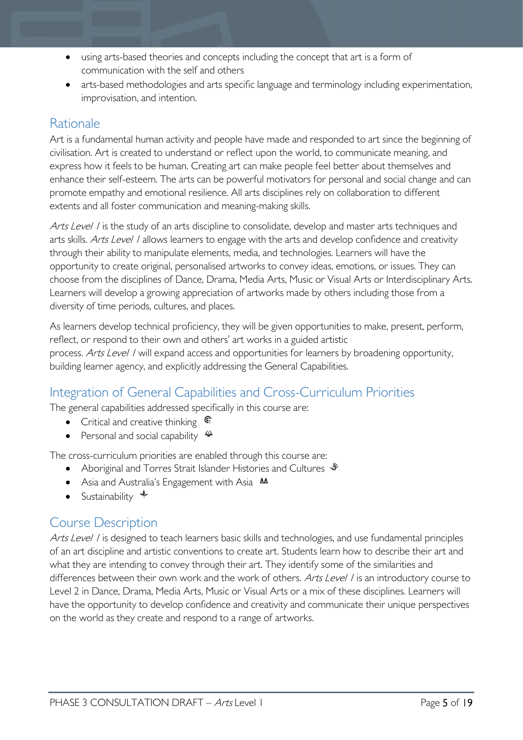- using arts-based theories and concepts including the concept that art is a form of communication with the self and others
- arts-based methodologies and arts specific language and terminology including experimentation, improvisation, and intention.

## Rationale

Art is a fundamental human activity and people have made and responded to art since the beginning of civilisation. Art is created to understand or reflect upon the world, to communicate meaning, and express how it feels to be human. Creating art can make people feel better about themselves and enhance their self-esteem. The arts can be powerful motivators for personal and social change and can promote empathy and emotional resilience. All arts disciplines rely on collaboration to different extents and all foster communication and meaning-making skills.

*Arts Level 1* is the study of an arts discipline to consolidate, develop and master arts techniques and arts skills. *Arts Level 1* allows learners to engage with the arts and develop confidence and creativity through their ability to manipulate elements, media, and technologies. Learners will have the opportunity to create original, personalised artworks to convey ideas, emotions, or issues. They can choose from the disciplines of Dance, Drama, Media Arts, Music or Visual Arts or Interdisciplinary Arts. Learners will develop a growing appreciation of artworks made by others including those from a diversity of time periods, cultures, and places.

As learners develop technical proficiency, they will be given opportunities to make, present, perform, reflect, or respond to their own and others' art works in a guided artistic process. *Arts Level 1* will expand access and opportunities for learners by broadening opportunity, building learner agency, and explicitly addressing the General Capabilities.

## Integration of General Capabilities and Cross-Curriculum Priorities

The general capabilities addressed specifically in this course are:

- Critical and creative thinking
- Personal and social capability

The cross-curriculum priorities are enabled through this course are:

- Aboriginal and Torres Strait Islander Histories and Cultures
- Asia and Australia's Engagement with Asia
- Sustainability

## Course Description

*Arts Level 1* is designed to teach learners basic skills and technologies, and use fundamental principles of an art discipline and artistic conventions to create art. Students learn how to describe their art and what they are intending to convey through their art. They identify some of the similarities and differences between their own work and the work of others. *Arts Level 1* is an introductory course to Level 2 in Dance, Drama, Media Arts, Music or Visual Arts or a mix of these disciplines. Learners will have the opportunity to develop confidence and creativity and communicate their unique perspectives on the world as they create and respond to a range of artworks.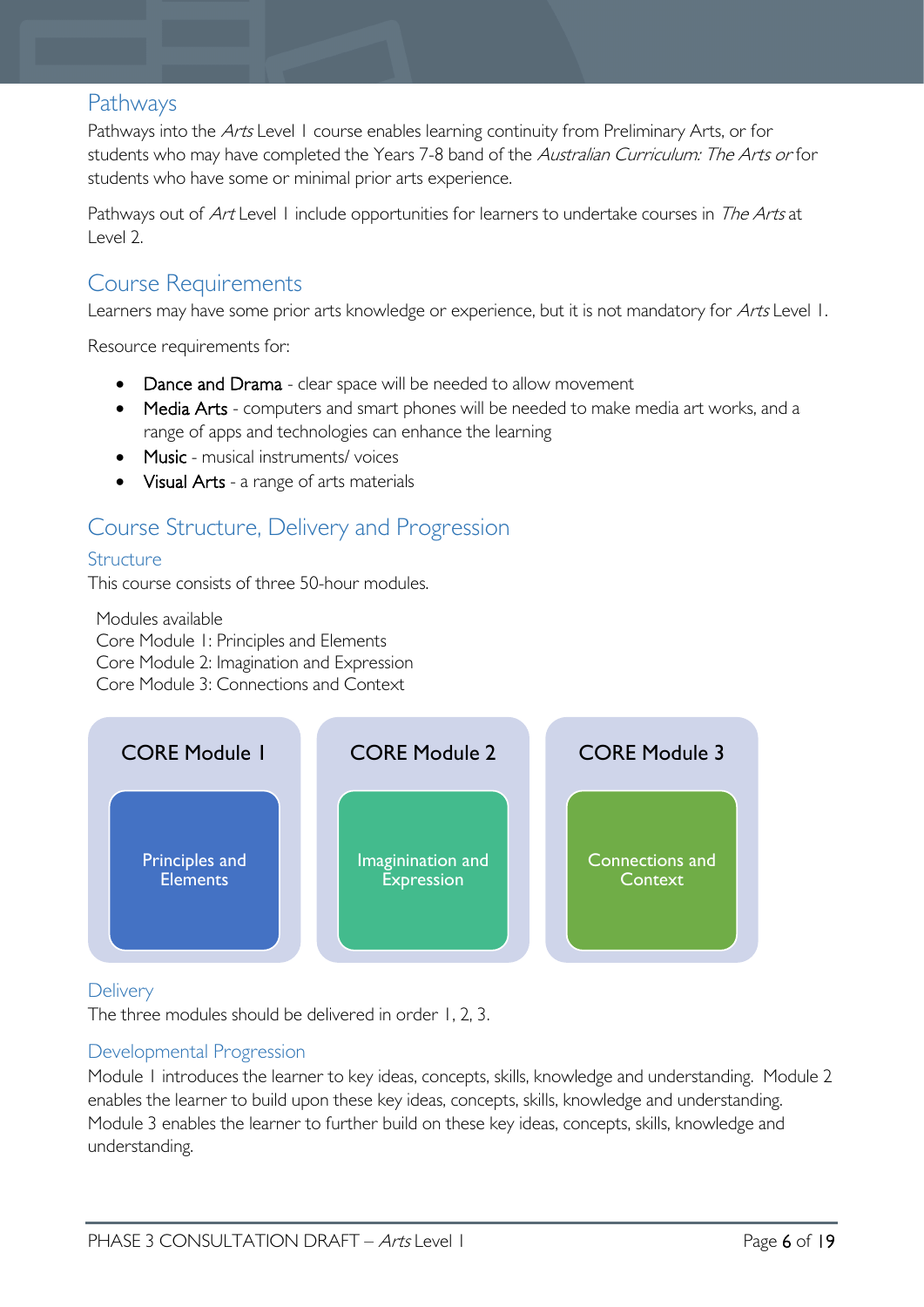## Pathways

Pathways into the *Arts* Level 1 course enables learning continuity from Preliminary Arts, or for students who may have completed the Years 7-8 band of the *Australian Curriculum: The Arts* or for students who have some or minimal prior arts experience.

Pathways out of *Art* Level 1 include opportunities for learners to undertake courses in *The Arts* at Level 2.

## Course Requirements

Learners may have some prior arts knowledge or experience, but it is not mandatory for *Arts* Level 1.

Resource requirements for:

- Dance and Drama - clear space will be needed to allow movement
- Media Arts - computers and smart phones will be needed to make media art works, and a range of apps and technologies can enhance the learning
- Music - musical instruments/ voices
- Visual Arts - a range of arts materials

## Course Structure, Delivery and Progression

### Structure

This course consists of three 50-hour modules.

Modules available
Core Module 1: Principles and Elements
Core Module 2: Imagination and Expression
Core Module 3: Connections and Context

| CORE Module 1 | CORE Module 2 | CORE Module 3 |
|---|---|---|
| Principles and Elements | Imagination and Expression | Connections and Context |

### Delivery

The three modules should be delivered in order 1, 2, 3.

### Developmental Progression

Module 1 introduces the learner to key ideas, concepts, skills, knowledge and understanding. Module 2 enables the learner to build upon these key ideas, concepts, skills, knowledge and understanding. Module 3 enables the learner to further build on these key ideas, concepts, skills, knowledge and understanding.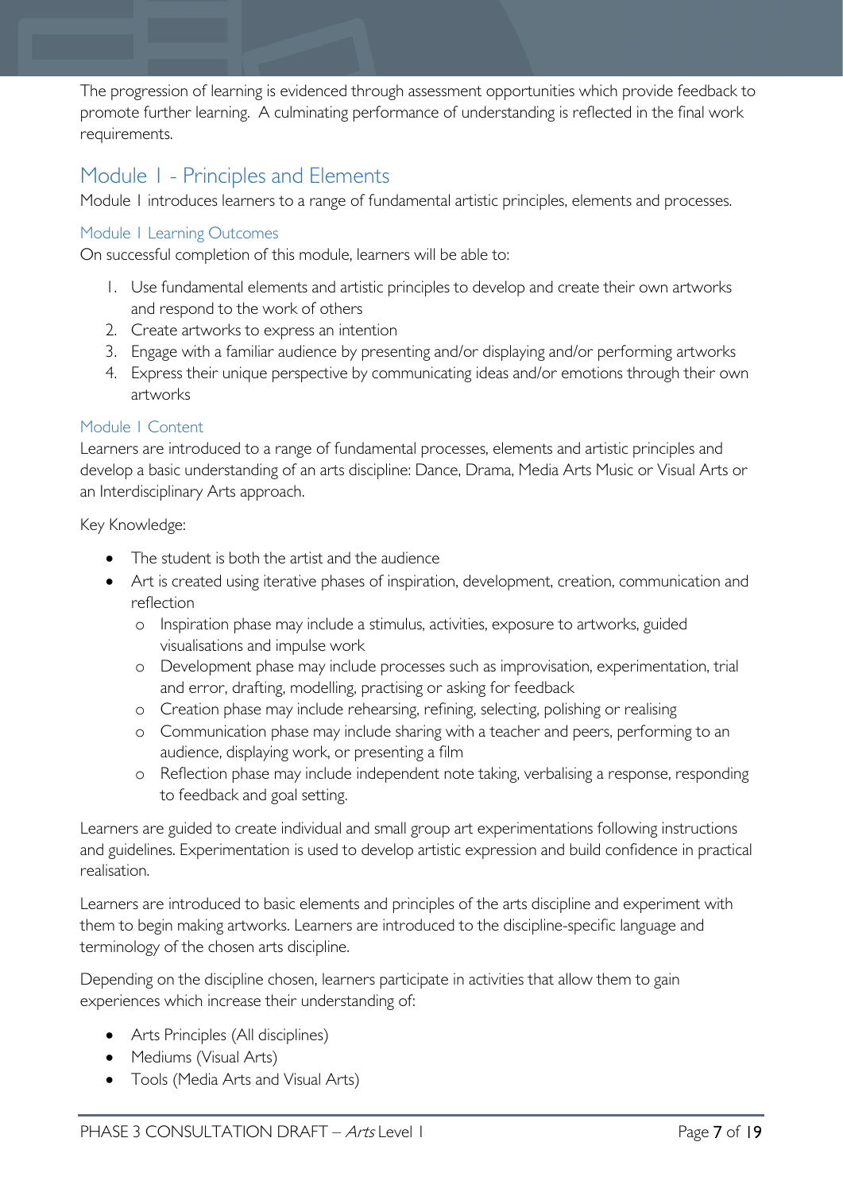The progression of learning is evidenced through assessment opportunities which provide feedback to promote further learning. A culminating performance of understanding is reflected in the final work requirements.

## Module 1 - Principles and Elements

Module 1 introduces learners to a range of fundamental artistic principles, elements and processes.

### Module 1 Learning Outcomes

On successful completion of this module, learners will be able to:

1. Use fundamental elements and artistic principles to develop and create their own artworks and respond to the work of others
2. Create artworks to express an intention
3. Engage with a familiar audience by presenting and/or displaying and/or performing artworks
4. Express their unique perspective by communicating ideas and/or emotions through their own artworks

### Module 1 Content

Learners are introduced to a range of fundamental processes, elements and artistic principles and develop a basic understanding of an arts discipline: Dance, Drama, Media Arts Music or Visual Arts or an Interdisciplinary Arts approach.

Key Knowledge:

- The student is both the artist and the audience
- Art is created using iterative phases of inspiration, development, creation, communication and reflection
  - Inspiration phase may include a stimulus, activities, exposure to artworks, guided visualisations and impulse work
  - Development phase may include processes such as improvisation, experimentation, trial and error, drafting, modelling, practising or asking for feedback
  - Creation phase may include rehearsing, refining, selecting, polishing or realising
  - Communication phase may include sharing with a teacher and peers, performing to an audience, displaying work, or presenting a film
  - Reflection phase may include independent note taking, verbalising a response, responding to feedback and goal setting.

Learners are guided to create individual and small group art experimentations following instructions and guidelines. Experimentation is used to develop artistic expression and build confidence in practical realisation.

Learners are introduced to basic elements and principles of the arts discipline and experiment with them to begin making artworks. Learners are introduced to the discipline-specific language and terminology of the chosen arts discipline.

Depending on the discipline chosen, learners participate in activities that allow them to gain experiences which increase their understanding of:

- Arts Principles (All disciplines)
- Mediums (Visual Arts)
- Tools (Media Arts and Visual Arts)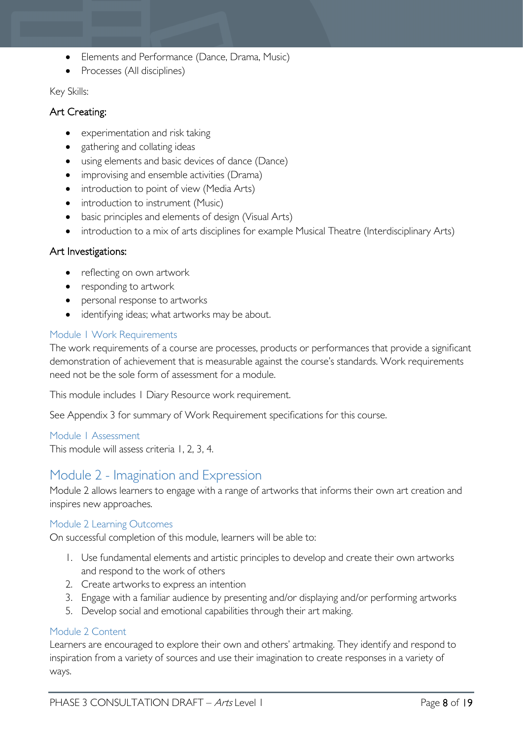- Elements and Performance (Dance, Drama, Music)
- Processes (All disciplines)

Key Skills:

### Art Creating:

- experimentation and risk taking
- gathering and collating ideas
- using elements and basic devices of dance (Dance)
- improvising and ensemble activities (Drama)
- introduction to point of view (Media Arts)
- introduction to instrument (Music)
- basic principles and elements of design (Visual Arts)
- introduction to a mix of arts disciplines for example Musical Theatre (Interdisciplinary Arts)

### Art Investigations:

- reflecting on own artwork
- responding to artwork
- personal response to artworks
- identifying ideas; what artworks may be about.

### Module 1 Work Requirements

The work requirements of a course are processes, products or performances that provide a significant demonstration of achievement that is measurable against the course's standards. Work requirements need not be the sole form of assessment for a module.

This module includes 1 Diary Resource work requirement.

See Appendix 3 for summary of Work Requirement specifications for this course.

### Module 1 Assessment

This module will assess criteria 1, 2, 3, 4.

## Module 2 - Imagination and Expression

Module 2 allows learners to engage with a range of artworks that informs their own art creation and inspires new approaches.

### Module 2 Learning Outcomes

On successful completion of this module, learners will be able to:

1. Use fundamental elements and artistic principles to develop and create their own artworks and respond to the work of others
2. Create artworks to express an intention
3. Engage with a familiar audience by presenting and/or displaying and/or performing artworks
5. Develop social and emotional capabilities through their art making.

### Module 2 Content

Learners are encouraged to explore their own and others' artmaking. They identify and respond to inspiration from a variety of sources and use their imagination to create responses in a variety of ways.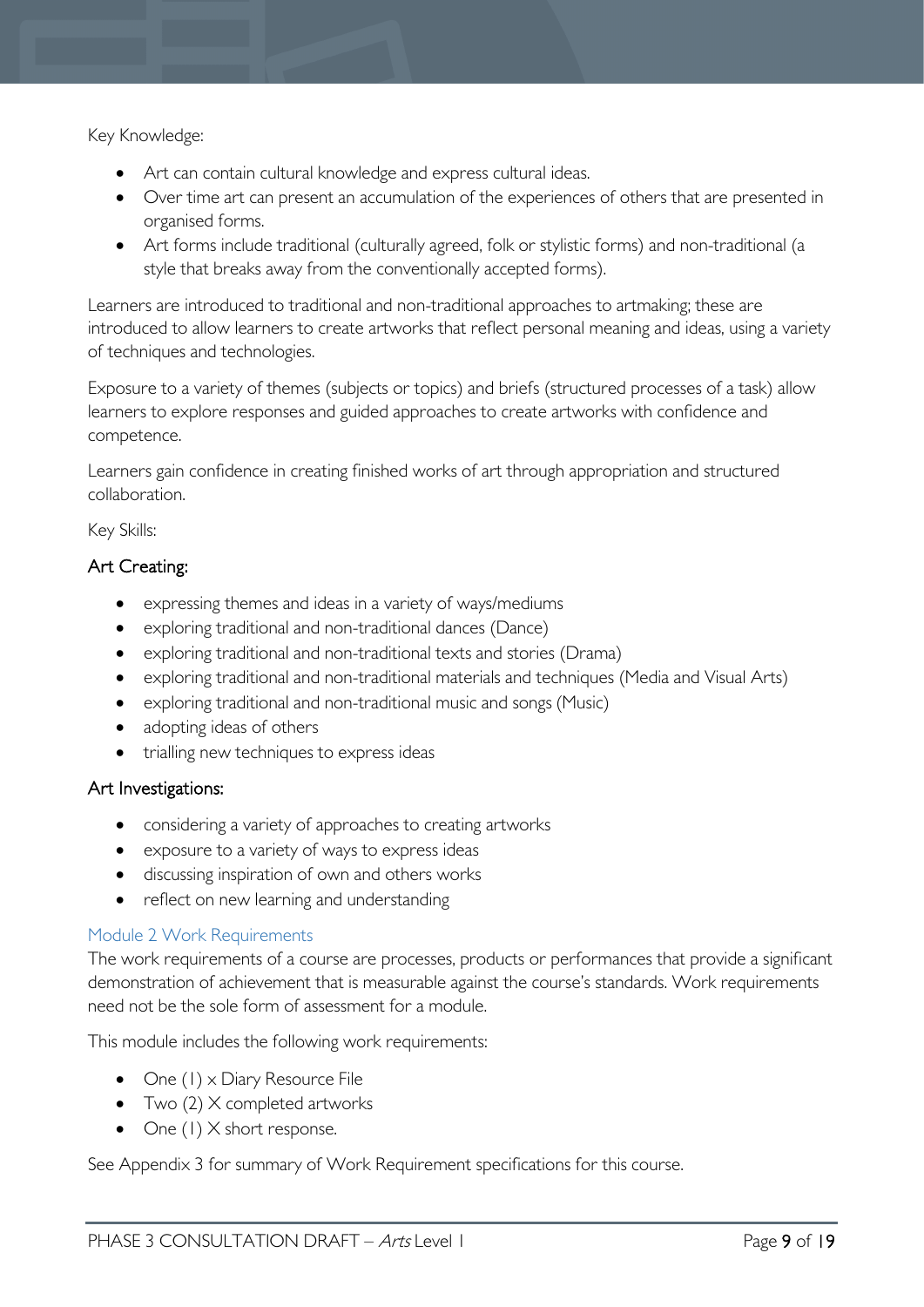Key Knowledge:

- Art can contain cultural knowledge and express cultural ideas.
- Over time art can present an accumulation of the experiences of others that are presented in organised forms.
- Art forms include traditional (culturally agreed, folk or stylistic forms) and non-traditional (a style that breaks away from the conventionally accepted forms).

Learners are introduced to traditional and non-traditional approaches to artmaking; these are introduced to allow learners to create artworks that reflect personal meaning and ideas, using a variety of techniques and technologies.

Exposure to a variety of themes (subjects or topics) and briefs (structured processes of a task) allow learners to explore responses and guided approaches to create artworks with confidence and competence.

Learners gain confidence in creating finished works of art through appropriation and structured collaboration.

Key Skills:

#### Art Creating:

- expressing themes and ideas in a variety of ways/mediums
- exploring traditional and non-traditional dances (Dance)
- exploring traditional and non-traditional texts and stories (Drama)
- exploring traditional and non-traditional materials and techniques (Media and Visual Arts)
- exploring traditional and non-traditional music and songs (Music)
- adopting ideas of others
- trialling new techniques to express ideas

#### Art Investigations:

- considering a variety of approaches to creating artworks
- exposure to a variety of ways to express ideas
- discussing inspiration of own and others works
- reflect on new learning and understanding

### Module 2 Work Requirements

The work requirements of a course are processes, products or performances that provide a significant demonstration of achievement that is measurable against the course's standards. Work requirements need not be the sole form of assessment for a module.

This module includes the following work requirements:

- One (1) x Diary Resource File
- Two (2) X completed artworks
- One (1) X short response.

See Appendix 3 for summary of Work Requirement specifications for this course.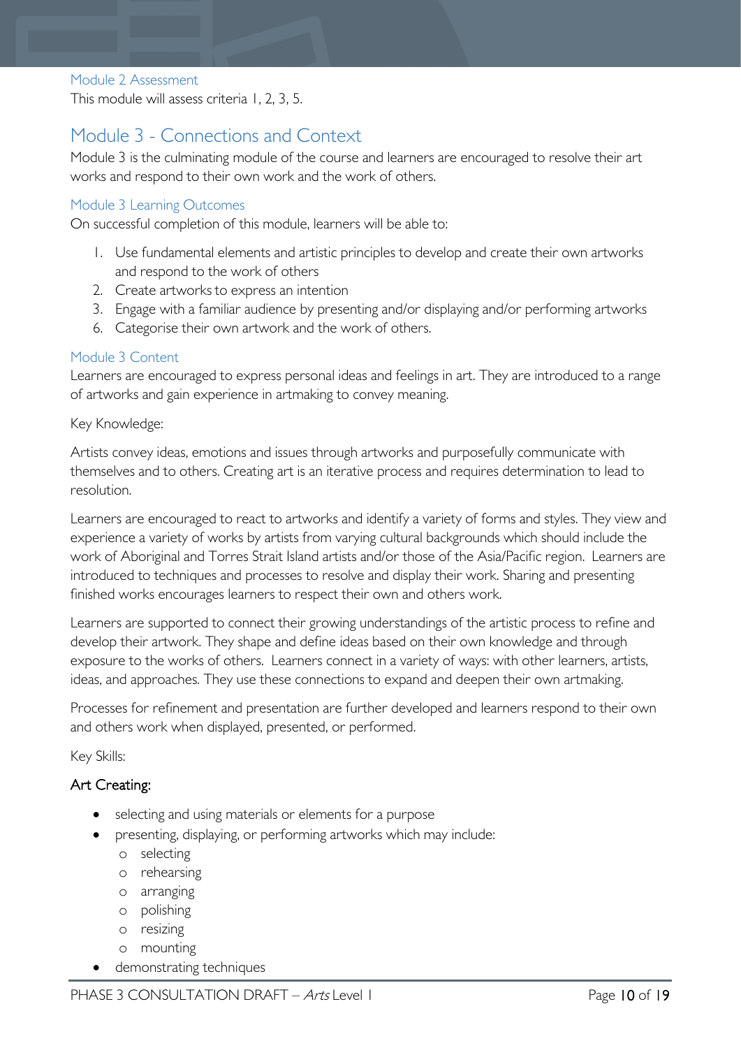### Module 2 Assessment

This module will assess criteria 1, 2, 3, 5.

## Module 3 - Connections and Context

Module 3 is the culminating module of the course and learners are encouraged to resolve their art works and respond to their own work and the work of others.

### Module 3 Learning Outcomes

On successful completion of this module, learners will be able to:

1. Use fundamental elements and artistic principles to develop and create their own artworks and respond to the work of others
2. Create artworks to express an intention
3. Engage with a familiar audience by presenting and/or displaying and/or performing artworks
6. Categorise their own artwork and the work of others.

### Module 3 Content

Learners are encouraged to express personal ideas and feelings in art. They are introduced to a range of artworks and gain experience in artmaking to convey meaning.

Key Knowledge:

Artists convey ideas, emotions and issues through artworks and purposefully communicate with themselves and to others. Creating art is an iterative process and requires determination to lead to resolution.

Learners are encouraged to react to artworks and identify a variety of forms and styles. They view and experience a variety of works by artists from varying cultural backgrounds which should include the work of Aboriginal and Torres Strait Island artists and/or those of the Asia/Pacific region. Learners are introduced to techniques and processes to resolve and display their work. Sharing and presenting finished works encourages learners to respect their own and others work.

Learners are supported to connect their growing understandings of the artistic process to refine and develop their artwork. They shape and define ideas based on their own knowledge and through exposure to the works of others. Learners connect in a variety of ways: with other learners, artists, ideas, and approaches. They use these connections to expand and deepen their own artmaking.

Processes for refinement and presentation are further developed and learners respond to their own and others work when displayed, presented, or performed.

Key Skills:

**Art Creating:**

- selecting and using materials or elements for a purpose
- presenting, displaying, or performing artworks which may include:
  - selecting
  - rehearsing
  - arranging
  - polishing
  - resizing
  - mounting
- demonstrating techniques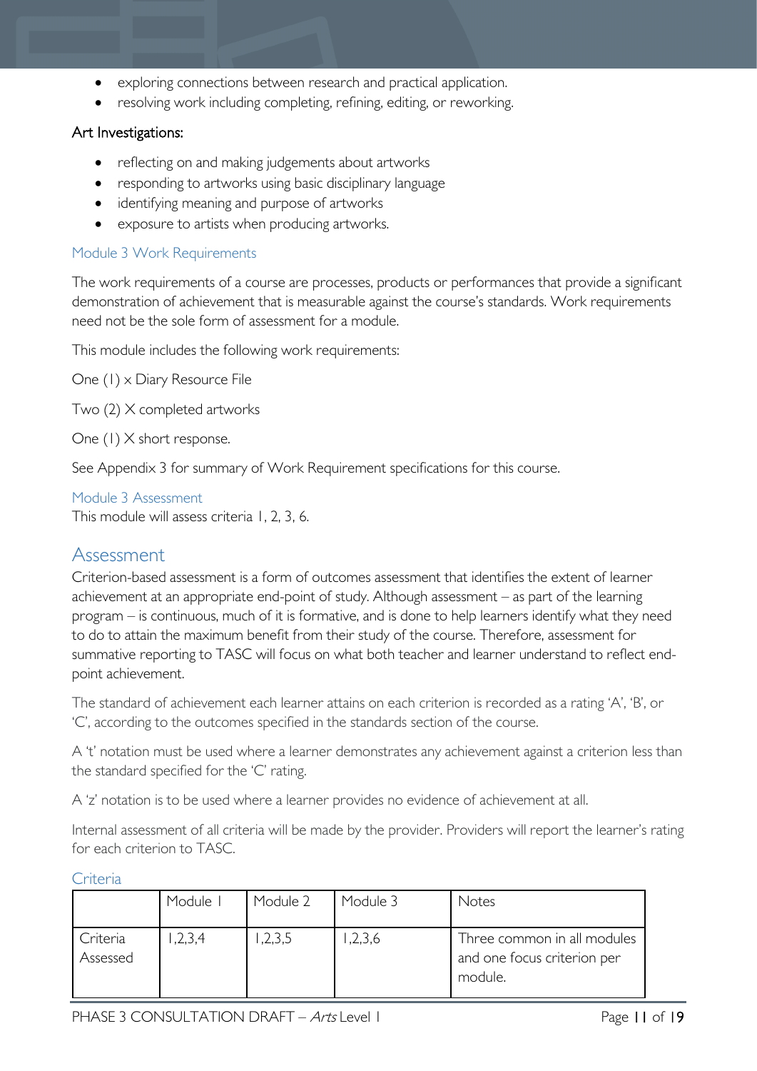- exploring connections between research and practical application.
- resolving work including completing, refining, editing, or reworking.

Art Investigations:

- reflecting on and making judgements about artworks
- responding to artworks using basic disciplinary language
- identifying meaning and purpose of artworks
- exposure to artists when producing artworks.

### Module 3 Work Requirements

The work requirements of a course are processes, products or performances that provide a significant demonstration of achievement that is measurable against the course's standards. Work requirements need not be the sole form of assessment for a module.

This module includes the following work requirements:

One (1) x Diary Resource File

Two (2) X completed artworks

One (1) X short response.

See Appendix 3 for summary of Work Requirement specifications for this course.

### Module 3 Assessment

This module will assess criteria 1, 2, 3, 6.

## Assessment

Criterion-based assessment is a form of outcomes assessment that identifies the extent of learner achievement at an appropriate end-point of study. Although assessment – as part of the learning program – is continuous, much of it is formative, and is done to help learners identify what they need to do to attain the maximum benefit from their study of the course. Therefore, assessment for summative reporting to TASC will focus on what both teacher and learner understand to reflect end-point achievement.

The standard of achievement each learner attains on each criterion is recorded as a rating 'A', 'B', or 'C', according to the outcomes specified in the standards section of the course.

A 't' notation must be used where a learner demonstrates any achievement against a criterion less than the standard specified for the 'C' rating.

A 'z' notation is to be used where a learner provides no evidence of achievement at all.

Internal assessment of all criteria will be made by the provider. Providers will report the learner's rating for each criterion to TASC.

### Criteria

| | Module 1 | Module 2 | Module 3 | Notes |
|---|---|---|---|---|
| Criteria Assessed | 1,2,3,4 | 1,2,3,5 | 1,2,3,6 | Three common in all modules and one focus criterion per module. |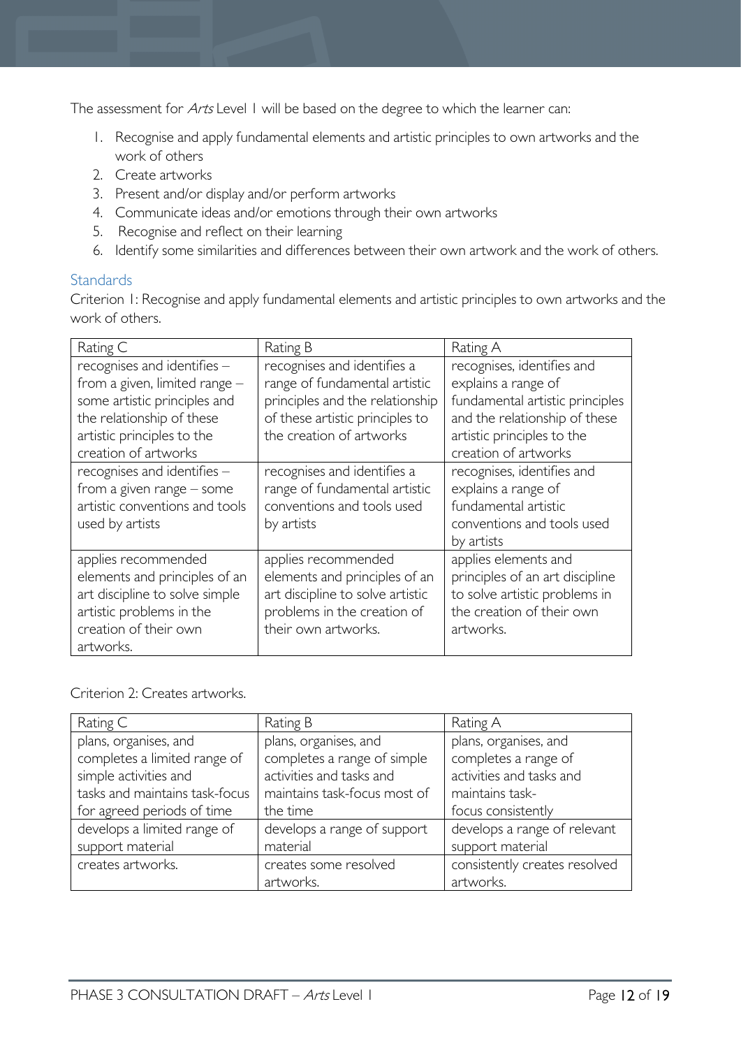The assessment for *Arts* Level 1 will be based on the degree to which the learner can:

1. Recognise and apply fundamental elements and artistic principles to own artworks and the work of others
2. Create artworks
3. Present and/or display and/or perform artworks
4. Communicate ideas and/or emotions through their own artworks
5. Recognise and reflect on their learning
6. Identify some similarities and differences between their own artwork and the work of others.

### Standards

Criterion 1: Recognise and apply fundamental elements and artistic principles to own artworks and the work of others.

| Rating C | Rating B | Rating A |
| --- | --- | --- |
| recognises and identifies – from a given, limited range – some artistic principles and the relationship of these artistic principles to the creation of artworks | recognises and identifies a range of fundamental artistic principles and the relationship of these artistic principles to the creation of artworks | recognises, identifies and explains a range of fundamental artistic principles and the relationship of these artistic principles to the creation of artworks |
| recognises and identifies – from a given range – some artistic conventions and tools used by artists | recognises and identifies a range of fundamental artistic conventions and tools used by artists | recognises, identifies and explains a range of fundamental artistic conventions and tools used by artists |
| applies recommended elements and principles of an art discipline to solve simple artistic problems in the creation of their own artworks. | applies recommended elements and principles of an art discipline to solve artistic problems in the creation of their own artworks. | applies elements and principles of an art discipline to solve artistic problems in the creation of their own artworks. |

Criterion 2: Creates artworks.

| Rating C | Rating B | Rating A |
| --- | --- | --- |
| plans, organises, and completes a limited range of simple activities and tasks and maintains task-focus for agreed periods of time | plans, organises, and completes a range of simple activities and tasks and maintains task-focus most of the time | plans, organises, and completes a range of activities and tasks and maintains task-focus consistently |
| develops a limited range of support material | develops a range of support material | develops a range of relevant support material |
| creates artworks. | creates some resolved artworks. | consistently creates resolved artworks. |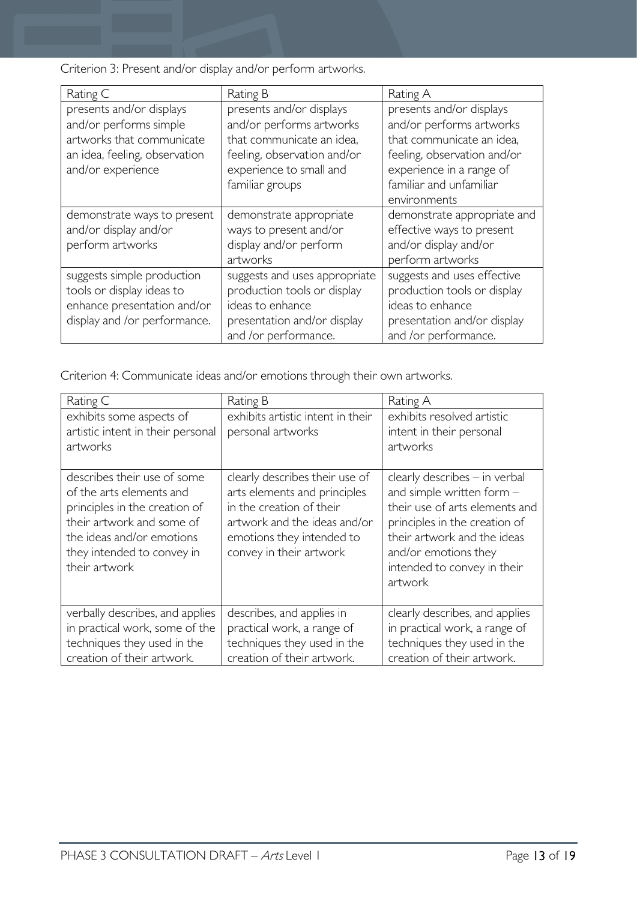Criterion 3: Present and/or display and/or perform artworks.

| Rating C | Rating B | Rating A |
| --- | --- | --- |
| presents and/or displays and/or performs simple artworks that communicate an idea, feeling, observation and/or experience | presents and/or displays and/or performs artworks that communicate an idea, feeling, observation and/or experience to small and familiar groups | presents and/or displays and/or performs artworks that communicate an idea, feeling, observation and/or experience in a range of familiar and unfamiliar environments |
| demonstrate ways to present and/or display and/or perform artworks | demonstrate appropriate ways to present and/or display and/or perform artworks | demonstrate appropriate and effective ways to present and/or display and/or perform artworks |
| suggests simple production tools or display ideas to enhance presentation and/or display and /or performance. | suggests and uses appropriate production tools or display ideas to enhance presentation and/or display and /or performance. | suggests and uses effective production tools or display ideas to enhance presentation and/or display and /or performance. |

Criterion 4: Communicate ideas and/or emotions through their own artworks.

| Rating C | Rating B | Rating A |
| --- | --- | --- |
| exhibits some aspects of artistic intent in their personal artworks | exhibits artistic intent in their personal artworks | exhibits resolved artistic intent in their personal artworks |
| describes their use of some of the arts elements and principles in the creation of their artwork and some of the ideas and/or emotions they intended to convey in their artwork | clearly describes their use of arts elements and principles in the creation of their artwork and the ideas and/or emotions they intended to convey in their artwork | clearly describes – in verbal and simple written form – their use of arts elements and principles in the creation of their artwork and the ideas and/or emotions they intended to convey in their artwork |
| verbally describes, and applies in practical work, some of the techniques they used in the creation of their artwork. | describes, and applies in practical work, a range of techniques they used in the creation of their artwork. | clearly describes, and applies in practical work, a range of techniques they used in the creation of their artwork. |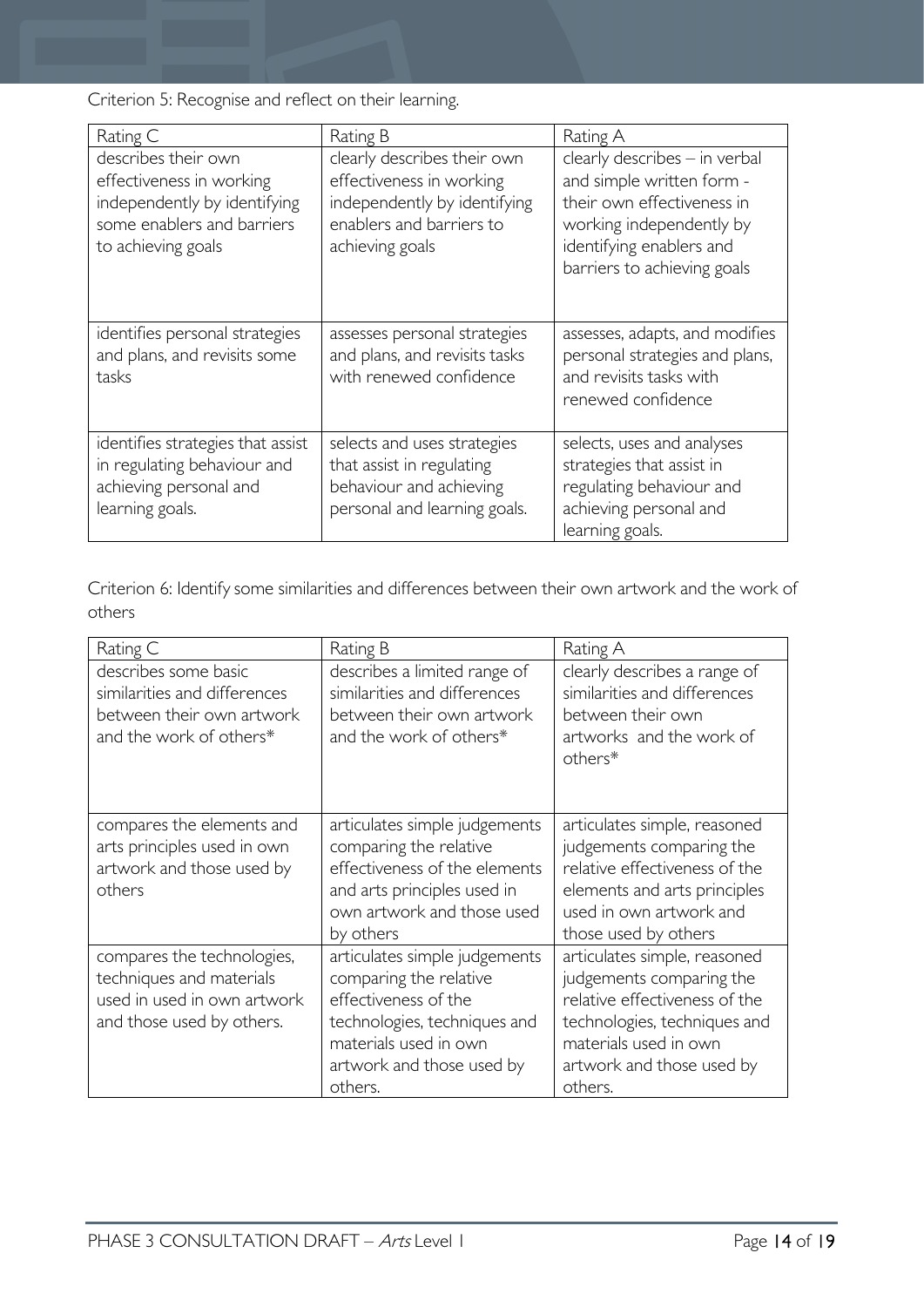Criterion 5: Recognise and reflect on their learning.

| Rating C | Rating B | Rating A |
| --- | --- | --- |
| describes their own effectiveness in working independently by identifying some enablers and barriers to achieving goals | clearly describes their own effectiveness in working independently by identifying enablers and barriers to achieving goals | clearly describes – in verbal and simple written form - their own effectiveness in working independently by identifying enablers and barriers to achieving goals |
| identifies personal strategies and plans, and revisits some tasks | assesses personal strategies and plans, and revisits tasks with renewed confidence | assesses, adapts, and modifies personal strategies and plans, and revisits tasks with renewed confidence |
| identifies strategies that assist in regulating behaviour and achieving personal and learning goals. | selects and uses strategies that assist in regulating behaviour and achieving personal and learning goals. | selects, uses and analyses strategies that assist in regulating behaviour and achieving personal and learning goals. |

Criterion 6: Identify some similarities and differences between their own artwork and the work of others

| Rating C | Rating B | Rating A |
| --- | --- | --- |
| describes some basic similarities and differences between their own artwork and the work of others* | describes a limited range of similarities and differences between their own artwork and the work of others* | clearly describes a range of similarities and differences between their own artworks and the work of others* |
| compares the elements and arts principles used in own artwork and those used by others | articulates simple judgements comparing the relative effectiveness of the elements and arts principles used in own artwork and those used by others | articulates simple, reasoned judgements comparing the relative effectiveness of the elements and arts principles used in own artwork and those used by others |
| compares the technologies, techniques and materials used in used in own artwork and those used by others. | articulates simple judgements comparing the relative effectiveness of the technologies, techniques and materials used in own artwork and those used by others. | articulates simple, reasoned judgements comparing the relative effectiveness of the technologies, techniques and materials used in own artwork and those used by others. |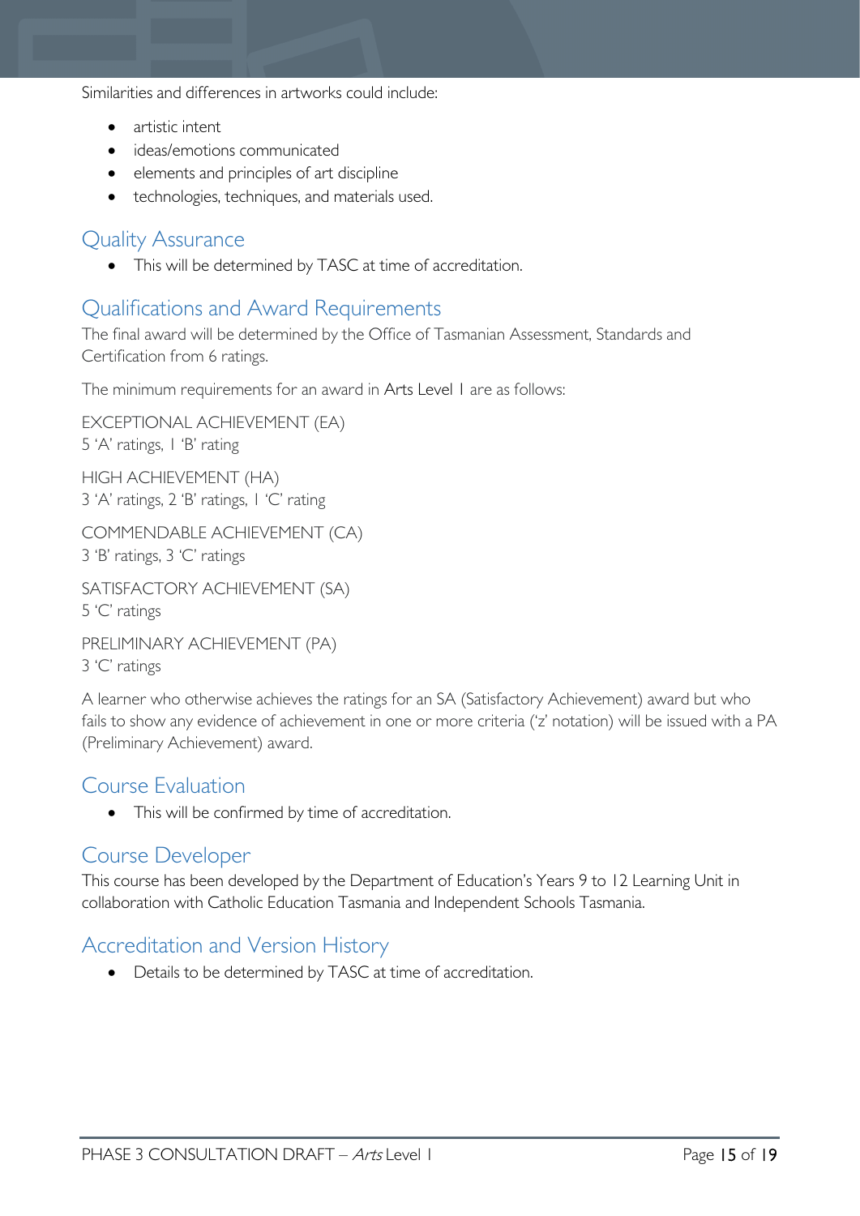Similarities and differences in artworks could include:

- artistic intent
- ideas/emotions communicated
- elements and principles of art discipline
- technologies, techniques, and materials used.

## Quality Assurance

- This will be determined by TASC at time of accreditation.

## Qualifications and Award Requirements

The final award will be determined by the Office of Tasmanian Assessment, Standards and Certification from 6 ratings.

The minimum requirements for an award in Arts Level 1 are as follows:

EXCEPTIONAL ACHIEVEMENT (EA)
5 'A' ratings, 1 'B' rating

HIGH ACHIEVEMENT (HA)
3 'A' ratings, 2 'B' ratings, 1 'C' rating

COMMENDABLE ACHIEVEMENT (CA)
3 'B' ratings, 3 'C' ratings

SATISFACTORY ACHIEVEMENT (SA)
5 'C' ratings

PRELIMINARY ACHIEVEMENT (PA)
3 'C' ratings

A learner who otherwise achieves the ratings for an SA (Satisfactory Achievement) award but who fails to show any evidence of achievement in one or more criteria ('z' notation) will be issued with a PA (Preliminary Achievement) award.

## Course Evaluation

- This will be confirmed by time of accreditation.

## Course Developer

This course has been developed by the Department of Education's Years 9 to 12 Learning Unit in collaboration with Catholic Education Tasmania and Independent Schools Tasmania.

## Accreditation and Version History

- Details to be determined by TASC at time of accreditation.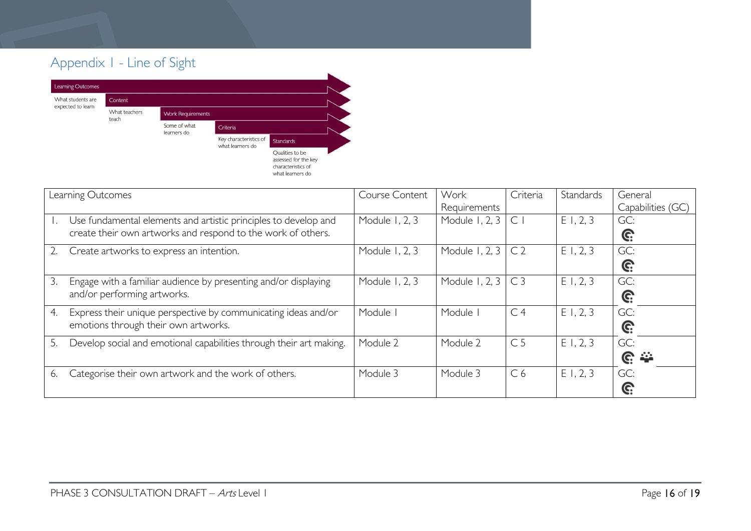# Appendix 1 - Line of Sight

Learning Outcomes — What students are expected to learn

Content — What teachers teach

Work Requirements — Some of what learners do

Criteria — Key characteristics of what learners do

Standards — Qualities to be assessed for the key characteristics of what learners do

| Learning Outcomes | Course Content | Work Requirements | Criteria | Standards | General Capabilities (GC) |
|---|---|---|---|---|---|
| 1. Use fundamental elements and artistic principles to develop and create their own artworks and respond to the work of others. | Module 1, 2, 3 | Module 1, 2, 3 | C 1 | E 1, 2, 3 | GC: |
| 2. Create artworks to express an intention. | Module 1, 2, 3 | Module 1, 2, 3 | C 2 | E 1, 2, 3 | GC: |
| 3. Engage with a familiar audience by presenting and/or displaying and/or performing artworks. | Module 1, 2, 3 | Module 1, 2, 3 | C 3 | E 1, 2, 3 | GC: |
| 4. Express their unique perspective by communicating ideas and/or emotions through their own artworks. | Module 1 | Module 1 | C 4 | E 1, 2, 3 | GC: |
| 5. Develop social and emotional capabilities through their art making. | Module 2 | Module 2 | C 5 | E 1, 2, 3 | GC: |
| 6. Categorise their own artwork and the work of others. | Module 3 | Module 3 | C 6 | E 1, 2, 3 | GC: |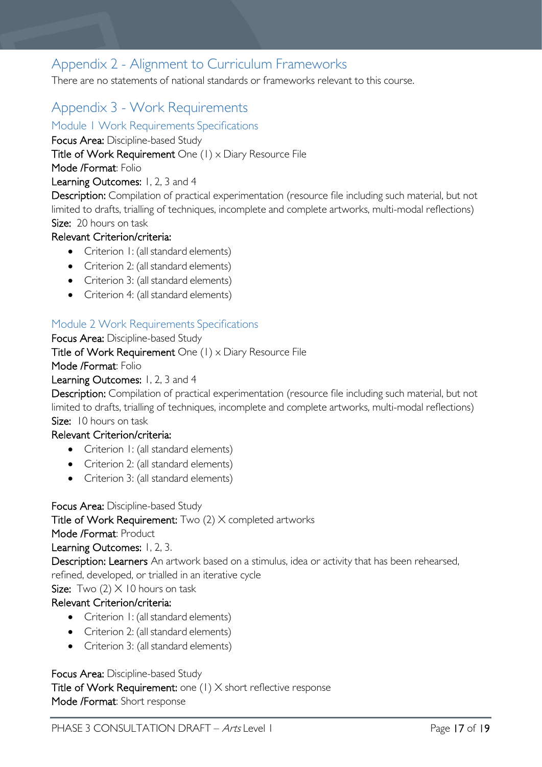## Appendix 2 - Alignment to Curriculum Frameworks

There are no statements of national standards or frameworks relevant to this course.

## Appendix 3 - Work Requirements

### Module 1 Work Requirements Specifications

**Focus Area:** Discipline-based Study

**Title of Work Requirement** One (1) x Diary Resource File

**Mode /Format**: Folio

**Learning Outcomes:** 1, 2, 3 and 4

**Description:** Compilation of practical experimentation (resource file including such material, but not limited to drafts, trialling of techniques, incomplete and complete artworks, multi-modal reflections)

**Size:** 20 hours on task

**Relevant Criterion/criteria:**

- Criterion 1: (all standard elements)
- Criterion 2: (all standard elements)
- Criterion 3: (all standard elements)
- Criterion 4: (all standard elements)

### Module 2 Work Requirements Specifications

**Focus Area:** Discipline-based Study

**Title of Work Requirement** One (1) x Diary Resource File

**Mode /Format**: Folio

**Learning Outcomes:** 1, 2, 3 and 4

**Description:** Compilation of practical experimentation (resource file including such material, but not limited to drafts, trialling of techniques, incomplete and complete artworks, multi-modal reflections)

**Size:** 10 hours on task

**Relevant Criterion/criteria:**

- Criterion 1: (all standard elements)
- Criterion 2: (all standard elements)
- Criterion 3: (all standard elements)

**Focus Area:** Discipline-based Study

**Title of Work Requirement:** Two (2) X completed artworks

**Mode /Format**: Product

**Learning Outcomes:** 1, 2, 3.

**Description: Learners** An artwork based on a stimulus, idea or activity that has been rehearsed, refined, developed, or trialled in an iterative cycle

**Size:** Two (2) X 10 hours on task

**Relevant Criterion/criteria:**

- Criterion 1: (all standard elements)
- Criterion 2: (all standard elements)
- Criterion 3: (all standard elements)

**Focus Area:** Discipline-based Study

**Title of Work Requirement:** one (1) X short reflective response

**Mode /Format**: Short response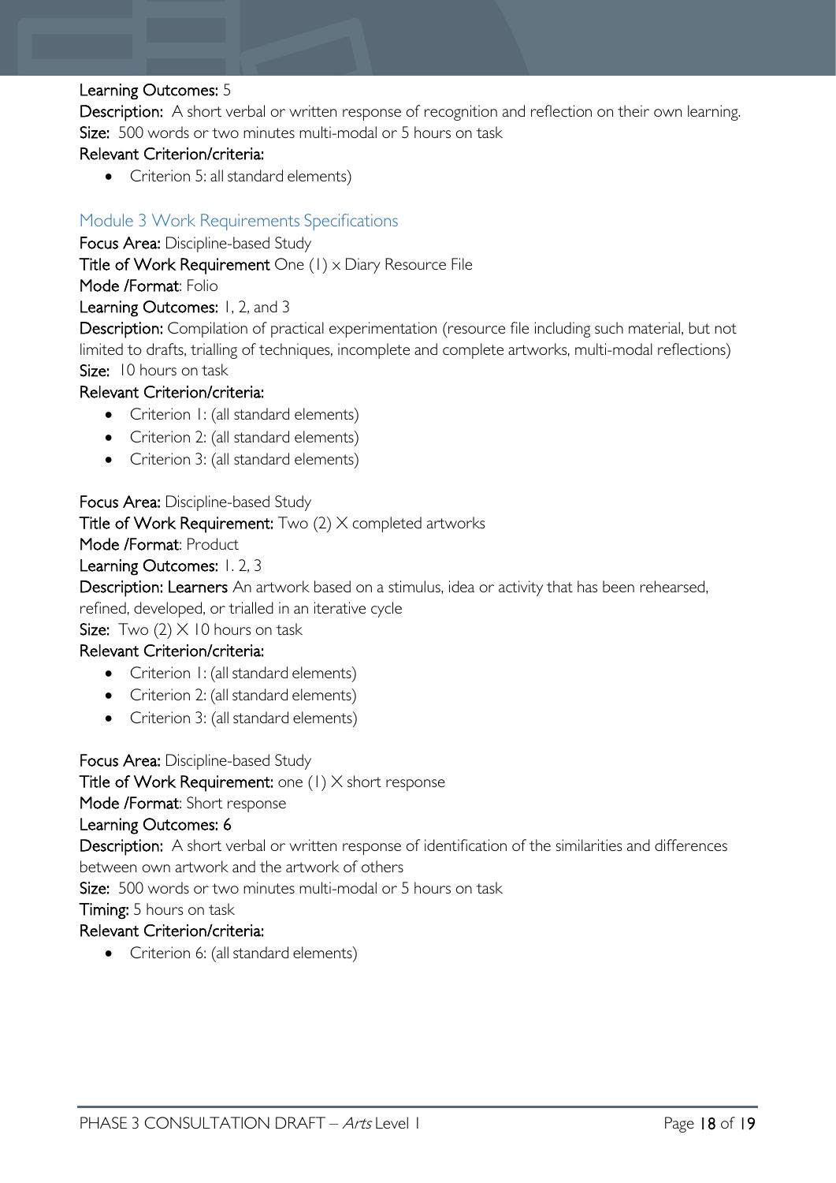Learning Outcomes: 5

Description: A short verbal or written response of recognition and reflection on their own learning.

Size: 500 words or two minutes multi-modal or 5 hours on task

Relevant Criterion/criteria:

- Criterion 5: all standard elements)

### Module 3 Work Requirements Specifications

Focus Area: Discipline-based Study

Title of Work Requirement One (1) x Diary Resource File

Mode /Format: Folio

Learning Outcomes: 1, 2, and 3

Description: Compilation of practical experimentation (resource file including such material, but not limited to drafts, trialling of techniques, incomplete and complete artworks, multi-modal reflections)

Size: 10 hours on task

Relevant Criterion/criteria:

- Criterion 1: (all standard elements)
- Criterion 2: (all standard elements)
- Criterion 3: (all standard elements)

Focus Area: Discipline-based Study

Title of Work Requirement: Two (2) X completed artworks

Mode /Format: Product

Learning Outcomes: 1. 2, 3

Description: Learners An artwork based on a stimulus, idea or activity that has been rehearsed, refined, developed, or trialled in an iterative cycle

Size: Two (2) X 10 hours on task

Relevant Criterion/criteria:

- Criterion 1: (all standard elements)
- Criterion 2: (all standard elements)
- Criterion 3: (all standard elements)

Focus Area: Discipline-based Study

Title of Work Requirement: one (1) X short response

Mode /Format: Short response

Learning Outcomes: 6

Description: A short verbal or written response of identification of the similarities and differences between own artwork and the artwork of others

Size: 500 words or two minutes multi-modal or 5 hours on task

Timing: 5 hours on task

Relevant Criterion/criteria:

- Criterion 6: (all standard elements)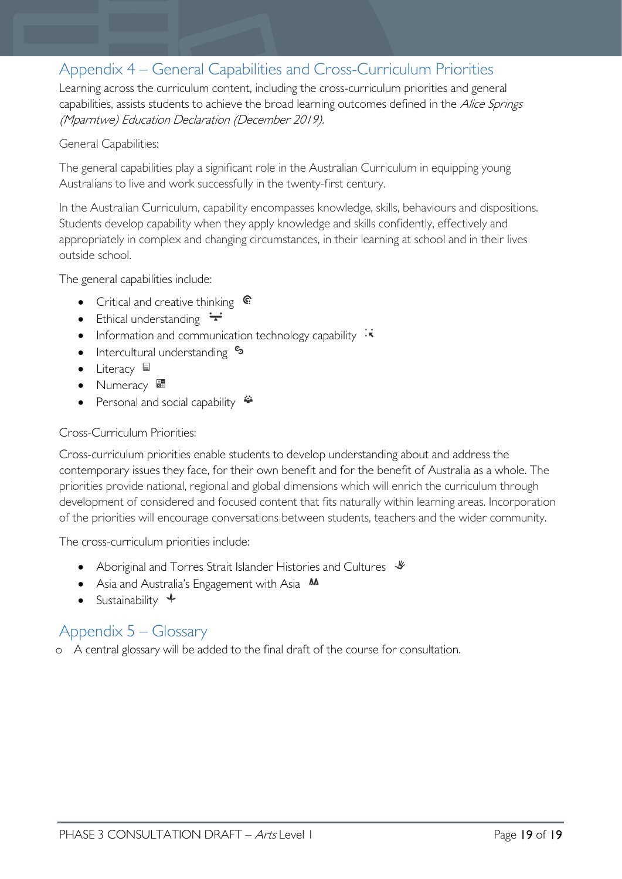## Appendix 4 – General Capabilities and Cross-Curriculum Priorities

Learning across the curriculum content, including the cross-curriculum priorities and general capabilities, assists students to achieve the broad learning outcomes defined in the *Alice Springs (Mparntwe) Education Declaration (December 2019).*

General Capabilities:

The general capabilities play a significant role in the Australian Curriculum in equipping young Australians to live and work successfully in the twenty-first century.

In the Australian Curriculum, capability encompasses knowledge, skills, behaviours and dispositions. Students develop capability when they apply knowledge and skills confidently, effectively and appropriately in complex and changing circumstances, in their learning at school and in their lives outside school.

The general capabilities include:

- Critical and creative thinking
- Ethical understanding
- Information and communication technology capability
- Intercultural understanding
- Literacy
- Numeracy
- Personal and social capability

Cross-Curriculum Priorities:

Cross-curriculum priorities enable students to develop understanding about and address the contemporary issues they face, for their own benefit and for the benefit of Australia as a whole. The priorities provide national, regional and global dimensions which will enrich the curriculum through development of considered and focused content that fits naturally within learning areas. Incorporation of the priorities will encourage conversations between students, teachers and the wider community.

The cross-curriculum priorities include:

- Aboriginal and Torres Strait Islander Histories and Cultures
- Asia and Australia's Engagement with Asia
- Sustainability

## Appendix 5 – Glossary

- A central glossary will be added to the final draft of the course for consultation.